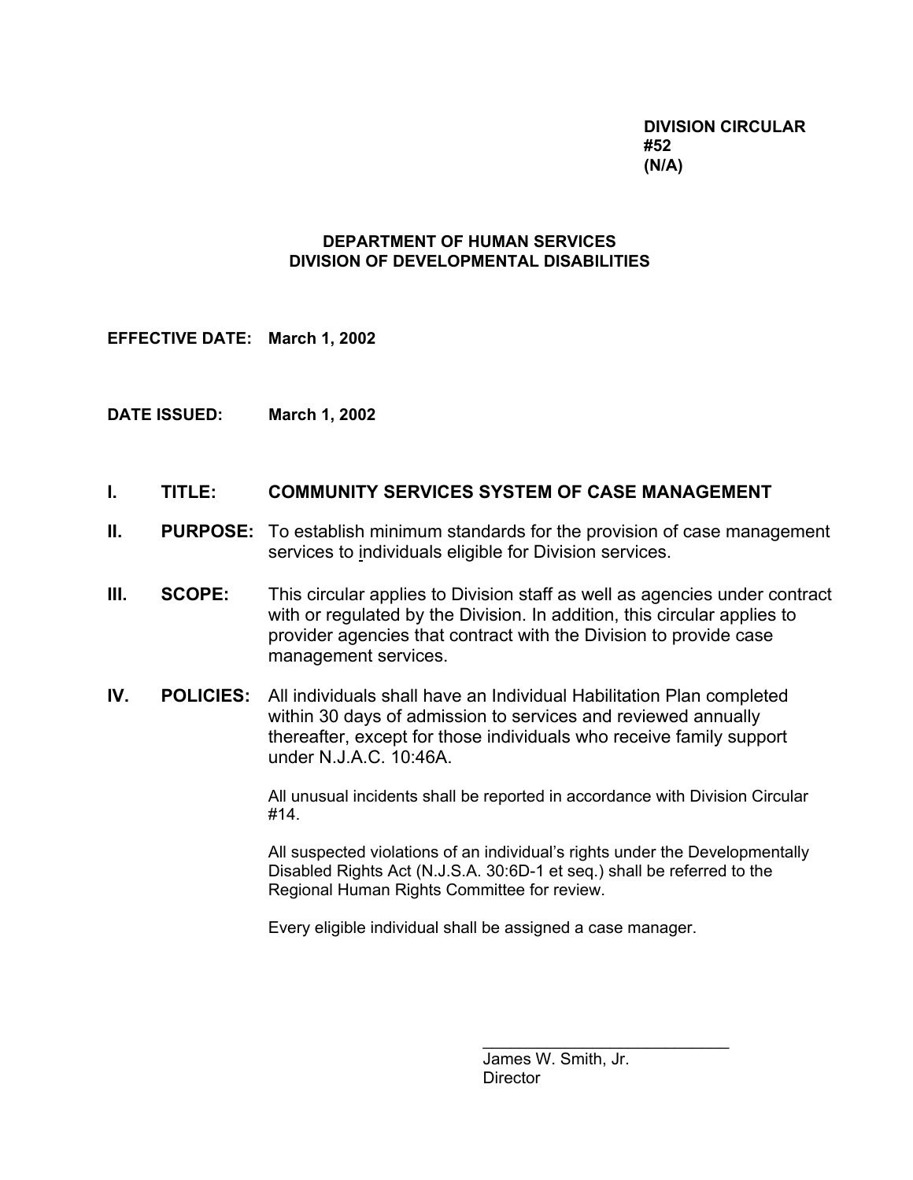**DIVISION CIRCULAR**
**#52**
**(N/A)**

**DEPARTMENT OF HUMAN SERVICES**
**DIVISION OF DEVELOPMENTAL DISABILITIES**

**EFFECTIVE DATE:** **March 1, 2002**

**DATE ISSUED:** **March 1, 2002**

**I. TITLE: COMMUNITY SERVICES SYSTEM OF CASE MANAGEMENT**

**II. PURPOSE:** To establish minimum standards for the provision of case management services to individuals eligible for Division services.

**III. SCOPE:** This circular applies to Division staff as well as agencies under contract with or regulated by the Division. In addition, this circular applies to provider agencies that contract with the Division to provide case management services.

**IV. POLICIES:** All individuals shall have an Individual Habilitation Plan completed within 30 days of admission to services and reviewed annually thereafter, except for those individuals who receive family support under N.J.A.C. 10:46A.

All unusual incidents shall be reported in accordance with Division Circular #14.

All suspected violations of an individual's rights under the Developmentally Disabled Rights Act (N.J.S.A. 30:6D-1 et seq.) shall be referred to the Regional Human Rights Committee for review.

Every eligible individual shall be assigned a case manager.

\_\_\_\_\_\_\_\_\_\_\_\_\_\_\_\_\_\_\_\_\_\_\_\_\_\_\_\_

James W. Smith, Jr.
Director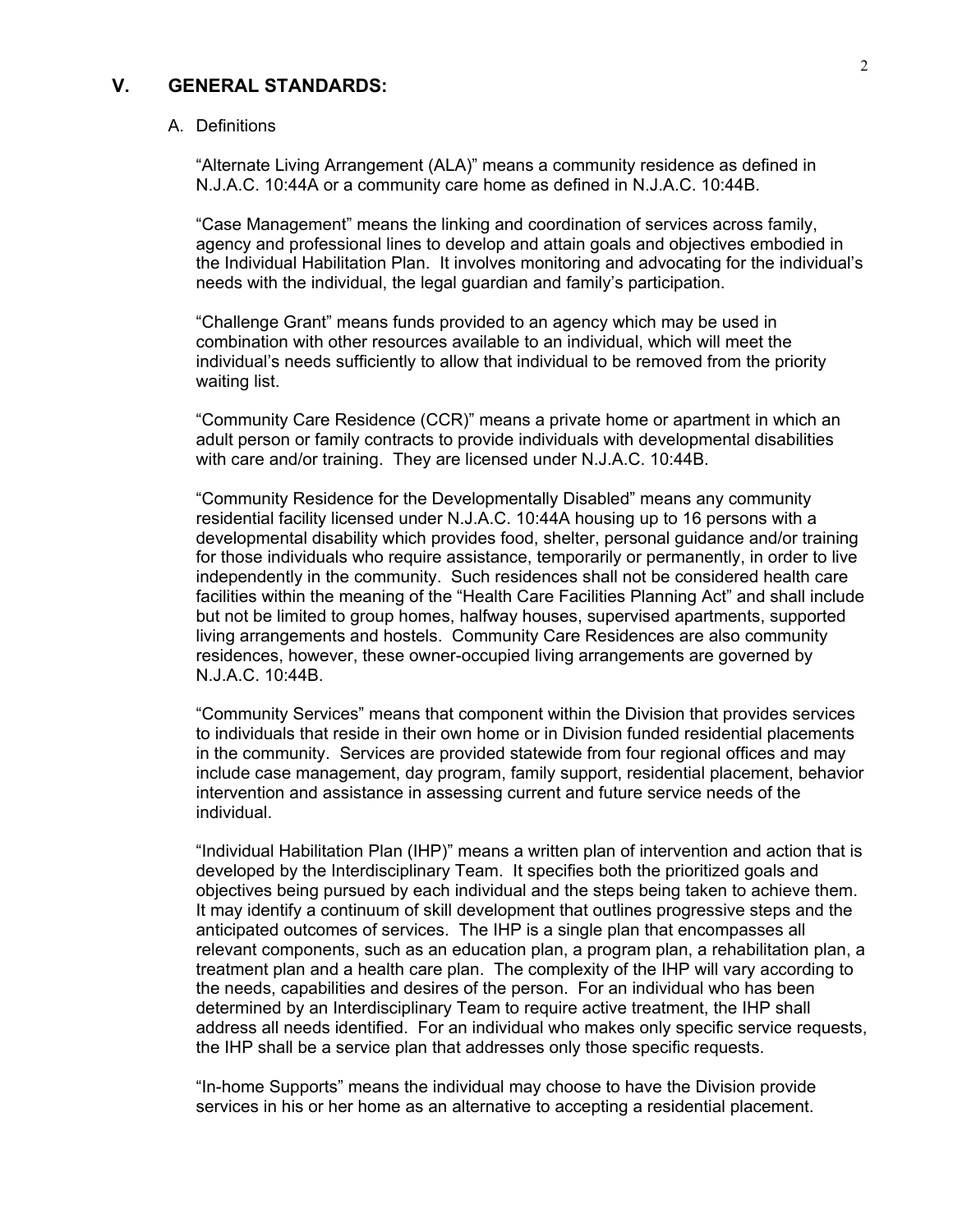## V. GENERAL STANDARDS:

### A. Definitions

"Alternate Living Arrangement (ALA)" means a community residence as defined in N.J.A.C. 10:44A or a community care home as defined in N.J.A.C. 10:44B.

"Case Management" means the linking and coordination of services across family, agency and professional lines to develop and attain goals and objectives embodied in the Individual Habilitation Plan. It involves monitoring and advocating for the individual's needs with the individual, the legal guardian and family's participation.

"Challenge Grant" means funds provided to an agency which may be used in combination with other resources available to an individual, which will meet the individual's needs sufficiently to allow that individual to be removed from the priority waiting list.

"Community Care Residence (CCR)" means a private home or apartment in which an adult person or family contracts to provide individuals with developmental disabilities with care and/or training. They are licensed under N.J.A.C. 10:44B.

"Community Residence for the Developmentally Disabled" means any community residential facility licensed under N.J.A.C. 10:44A housing up to 16 persons with a developmental disability which provides food, shelter, personal guidance and/or training for those individuals who require assistance, temporarily or permanently, in order to live independently in the community. Such residences shall not be considered health care facilities within the meaning of the "Health Care Facilities Planning Act" and shall include but not be limited to group homes, halfway houses, supervised apartments, supported living arrangements and hostels. Community Care Residences are also community residences, however, these owner-occupied living arrangements are governed by N.J.A.C. 10:44B.

"Community Services" means that component within the Division that provides services to individuals that reside in their own home or in Division funded residential placements in the community. Services are provided statewide from four regional offices and may include case management, day program, family support, residential placement, behavior intervention and assistance in assessing current and future service needs of the individual.

"Individual Habilitation Plan (IHP)" means a written plan of intervention and action that is developed by the Interdisciplinary Team. It specifies both the prioritized goals and objectives being pursued by each individual and the steps being taken to achieve them. It may identify a continuum of skill development that outlines progressive steps and the anticipated outcomes of services. The IHP is a single plan that encompasses all relevant components, such as an education plan, a program plan, a rehabilitation plan, a treatment plan and a health care plan. The complexity of the IHP will vary according to the needs, capabilities and desires of the person. For an individual who has been determined by an Interdisciplinary Team to require active treatment, the IHP shall address all needs identified. For an individual who makes only specific service requests, the IHP shall be a service plan that addresses only those specific requests.

"In-home Supports" means the individual may choose to have the Division provide services in his or her home as an alternative to accepting a residential placement.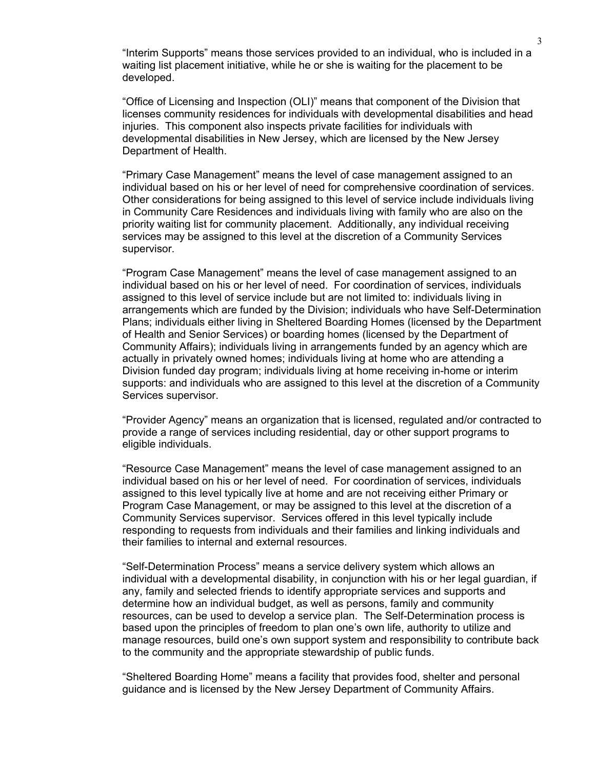"Interim Supports" means those services provided to an individual, who is included in a waiting list placement initiative, while he or she is waiting for the placement to be developed.

"Office of Licensing and Inspection (OLI)" means that component of the Division that licenses community residences for individuals with developmental disabilities and head injuries. This component also inspects private facilities for individuals with developmental disabilities in New Jersey, which are licensed by the New Jersey Department of Health.

"Primary Case Management" means the level of case management assigned to an individual based on his or her level of need for comprehensive coordination of services. Other considerations for being assigned to this level of service include individuals living in Community Care Residences and individuals living with family who are also on the priority waiting list for community placement. Additionally, any individual receiving services may be assigned to this level at the discretion of a Community Services supervisor.

"Program Case Management" means the level of case management assigned to an individual based on his or her level of need. For coordination of services, individuals assigned to this level of service include but are not limited to: individuals living in arrangements which are funded by the Division; individuals who have Self-Determination Plans; individuals either living in Sheltered Boarding Homes (licensed by the Department of Health and Senior Services) or boarding homes (licensed by the Department of Community Affairs); individuals living in arrangements funded by an agency which are actually in privately owned homes; individuals living at home who are attending a Division funded day program; individuals living at home receiving in-home or interim supports: and individuals who are assigned to this level at the discretion of a Community Services supervisor.

"Provider Agency" means an organization that is licensed, regulated and/or contracted to provide a range of services including residential, day or other support programs to eligible individuals.

"Resource Case Management" means the level of case management assigned to an individual based on his or her level of need. For coordination of services, individuals assigned to this level typically live at home and are not receiving either Primary or Program Case Management, or may be assigned to this level at the discretion of a Community Services supervisor. Services offered in this level typically include responding to requests from individuals and their families and linking individuals and their families to internal and external resources.

"Self-Determination Process" means a service delivery system which allows an individual with a developmental disability, in conjunction with his or her legal guardian, if any, family and selected friends to identify appropriate services and supports and determine how an individual budget, as well as persons, family and community resources, can be used to develop a service plan. The Self-Determination process is based upon the principles of freedom to plan one's own life, authority to utilize and manage resources, build one's own support system and responsibility to contribute back to the community and the appropriate stewardship of public funds.

"Sheltered Boarding Home" means a facility that provides food, shelter and personal guidance and is licensed by the New Jersey Department of Community Affairs.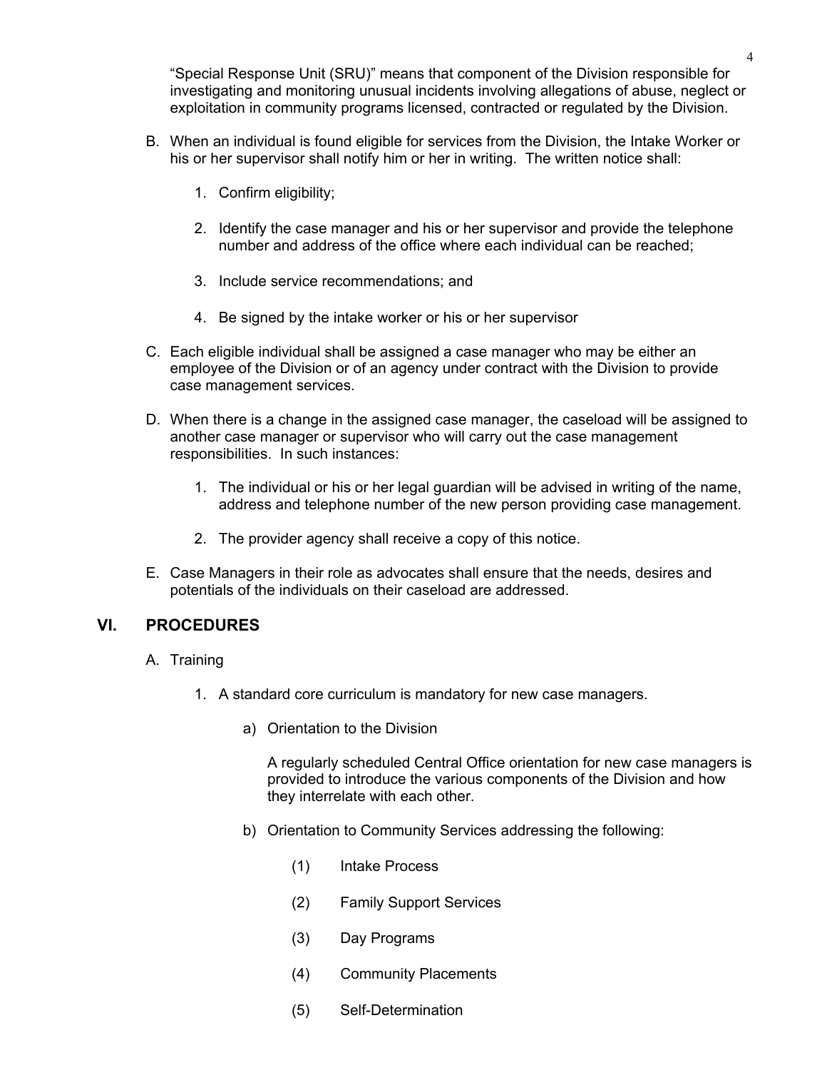"Special Response Unit (SRU)" means that component of the Division responsible for investigating and monitoring unusual incidents involving allegations of abuse, neglect or exploitation in community programs licensed, contracted or regulated by the Division.

B. When an individual is found eligible for services from the Division, the Intake Worker or his or her supervisor shall notify him or her in writing. The written notice shall:

   1. Confirm eligibility;

   2. Identify the case manager and his or her supervisor and provide the telephone number and address of the office where each individual can be reached;

   3. Include service recommendations; and

   4. Be signed by the intake worker or his or her supervisor

C. Each eligible individual shall be assigned a case manager who may be either an employee of the Division or of an agency under contract with the Division to provide case management services.

D. When there is a change in the assigned case manager, the caseload will be assigned to another case manager or supervisor who will carry out the case management responsibilities. In such instances:

   1. The individual or his or her legal guardian will be advised in writing of the name, address and telephone number of the new person providing case management.

   2. The provider agency shall receive a copy of this notice.

E. Case Managers in their role as advocates shall ensure that the needs, desires and potentials of the individuals on their caseload are addressed.

## VI. PROCEDURES

A. Training

   1. A standard core curriculum is mandatory for new case managers.

      a) Orientation to the Division

         A regularly scheduled Central Office orientation for new case managers is provided to introduce the various components of the Division and how they interrelate with each other.

      b) Orientation to Community Services addressing the following:

         (1) Intake Process

         (2) Family Support Services

         (3) Day Programs

         (4) Community Placements

         (5) Self-Determination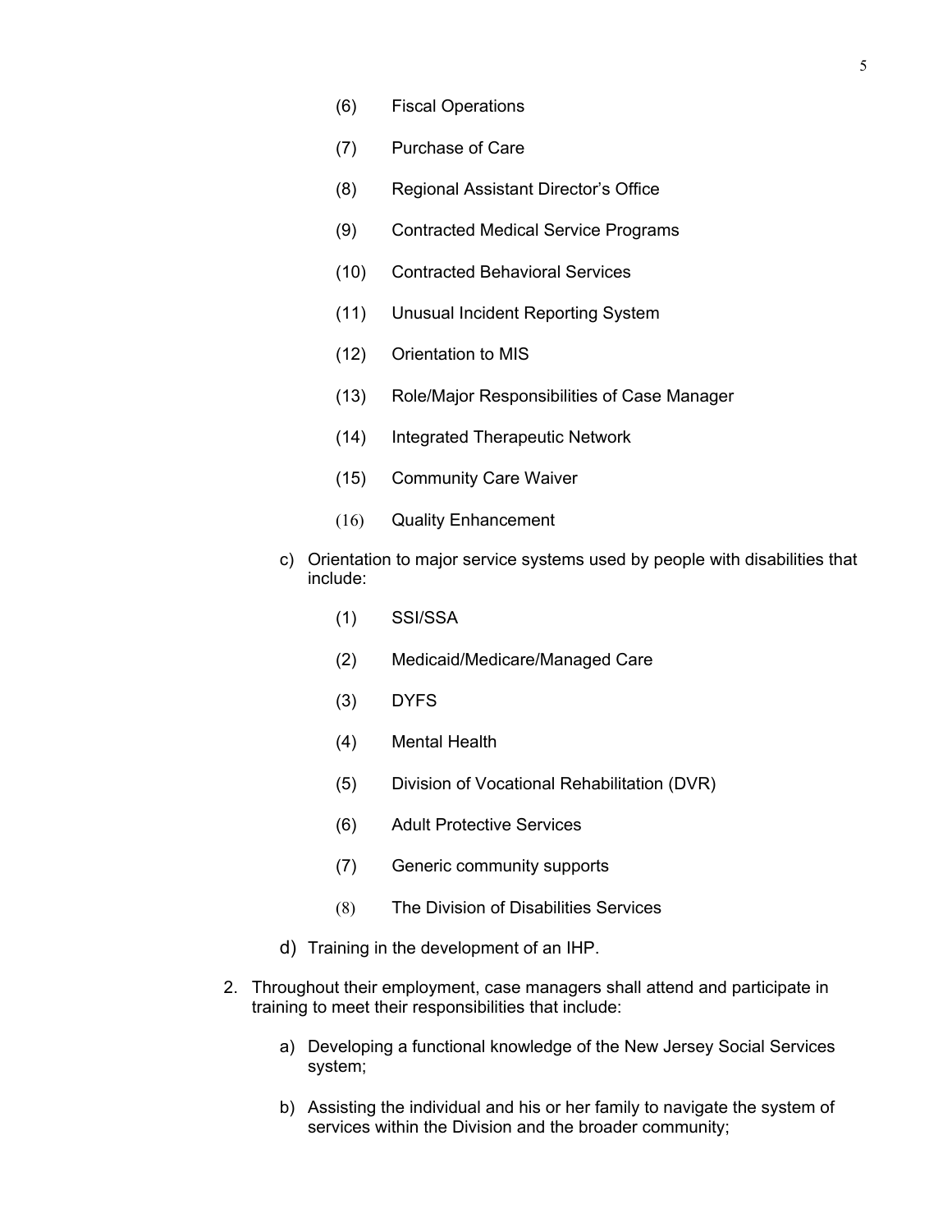(6) Fiscal Operations

(7) Purchase of Care

(8) Regional Assistant Director's Office

(9) Contracted Medical Service Programs

(10) Contracted Behavioral Services

(11) Unusual Incident Reporting System

(12) Orientation to MIS

(13) Role/Major Responsibilities of Case Manager

(14) Integrated Therapeutic Network

(15) Community Care Waiver

(16) Quality Enhancement

c) Orientation to major service systems used by people with disabilities that include:

(1) SSI/SSA

(2) Medicaid/Medicare/Managed Care

(3) DYFS

(4) Mental Health

(5) Division of Vocational Rehabilitation (DVR)

(6) Adult Protective Services

(7) Generic community supports

(8) The Division of Disabilities Services

d) Training in the development of an IHP.

2. Throughout their employment, case managers shall attend and participate in training to meet their responsibilities that include:

   a) Developing a functional knowledge of the New Jersey Social Services system;

   b) Assisting the individual and his or her family to navigate the system of services within the Division and the broader community;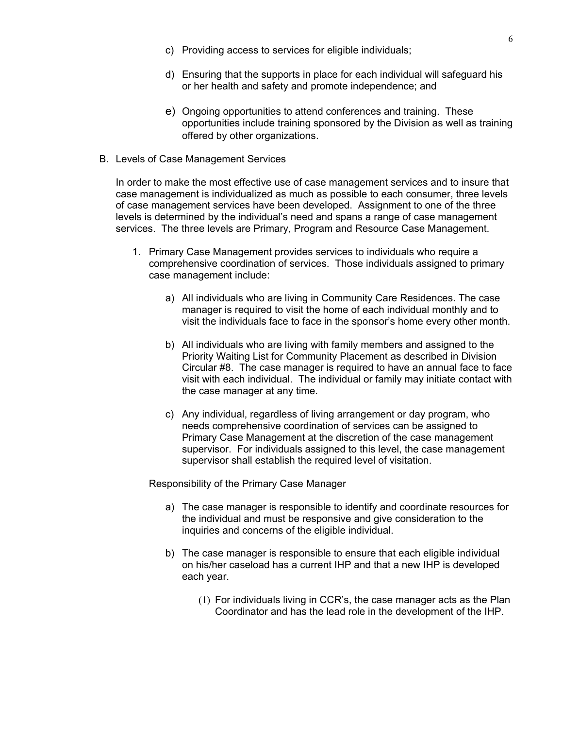c) Providing access to services for eligible individuals;

d) Ensuring that the supports in place for each individual will safeguard his or her health and safety and promote independence; and

e) Ongoing opportunities to attend conferences and training. These opportunities include training sponsored by the Division as well as training offered by other organizations.

B. Levels of Case Management Services

In order to make the most effective use of case management services and to insure that case management is individualized as much as possible to each consumer, three levels of case management services have been developed. Assignment to one of the three levels is determined by the individual's need and spans a range of case management services. The three levels are Primary, Program and Resource Case Management.

1. Primary Case Management provides services to individuals who require a comprehensive coordination of services. Those individuals assigned to primary case management include:

    a) All individuals who are living in Community Care Residences. The case manager is required to visit the home of each individual monthly and to visit the individuals face to face in the sponsor's home every other month.

    b) All individuals who are living with family members and assigned to the Priority Waiting List for Community Placement as described in Division Circular #8. The case manager is required to have an annual face to face visit with each individual. The individual or family may initiate contact with the case manager at any time.

    c) Any individual, regardless of living arrangement or day program, who needs comprehensive coordination of services can be assigned to Primary Case Management at the discretion of the case management supervisor. For individuals assigned to this level, the case management supervisor shall establish the required level of visitation.

    Responsibility of the Primary Case Manager

    a) The case manager is responsible to identify and coordinate resources for the individual and must be responsive and give consideration to the inquiries and concerns of the eligible individual.

    b) The case manager is responsible to ensure that each eligible individual on his/her caseload has a current IHP and that a new IHP is developed each year.

        (1) For individuals living in CCR's, the case manager acts as the Plan Coordinator and has the lead role in the development of the IHP.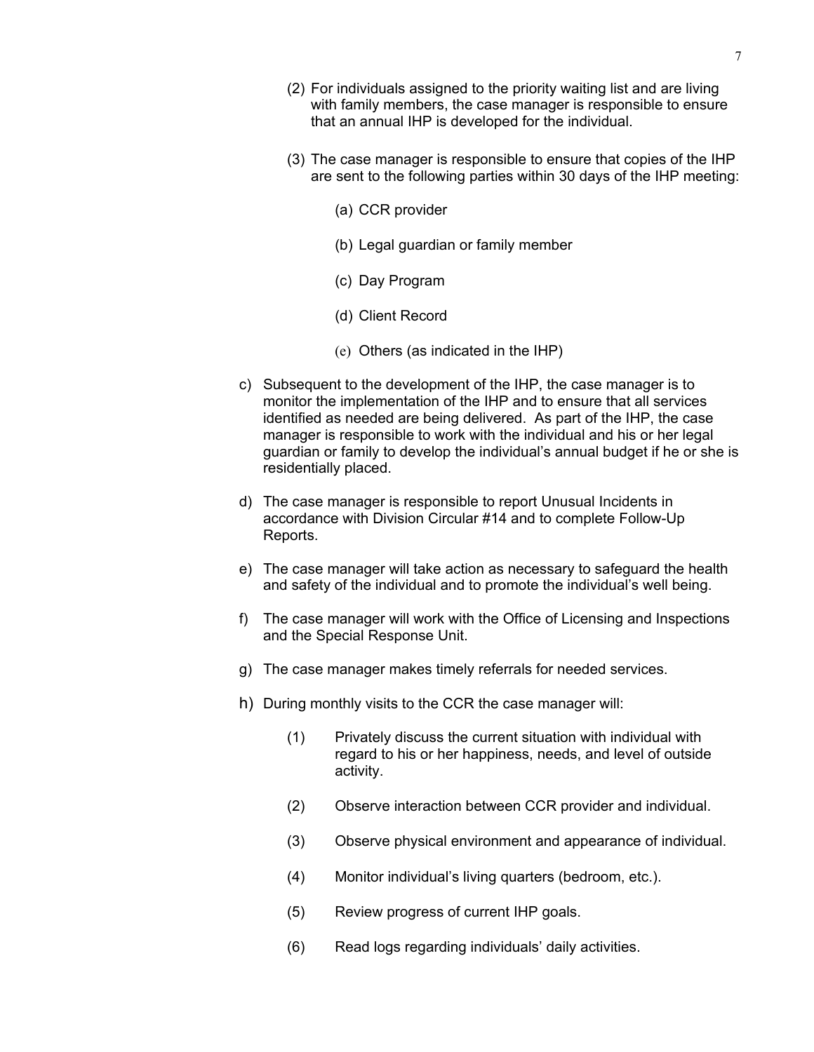(2) For individuals assigned to the priority waiting list and are living with family members, the case manager is responsible to ensure that an annual IHP is developed for the individual.

(3) The case manager is responsible to ensure that copies of the IHP are sent to the following parties within 30 days of the IHP meeting:

(a) CCR provider

(b) Legal guardian or family member

(c) Day Program

(d) Client Record

(e) Others (as indicated in the IHP)

c) Subsequent to the development of the IHP, the case manager is to monitor the implementation of the IHP and to ensure that all services identified as needed are being delivered. As part of the IHP, the case manager is responsible to work with the individual and his or her legal guardian or family to develop the individual's annual budget if he or she is residentially placed.

d) The case manager is responsible to report Unusual Incidents in accordance with Division Circular #14 and to complete Follow-Up Reports.

e) The case manager will take action as necessary to safeguard the health and safety of the individual and to promote the individual's well being.

f) The case manager will work with the Office of Licensing and Inspections and the Special Response Unit.

g) The case manager makes timely referrals for needed services.

h) During monthly visits to the CCR the case manager will:

(1) Privately discuss the current situation with individual with regard to his or her happiness, needs, and level of outside activity.

(2) Observe interaction between CCR provider and individual.

(3) Observe physical environment and appearance of individual.

(4) Monitor individual's living quarters (bedroom, etc.).

(5) Review progress of current IHP goals.

(6) Read logs regarding individuals' daily activities.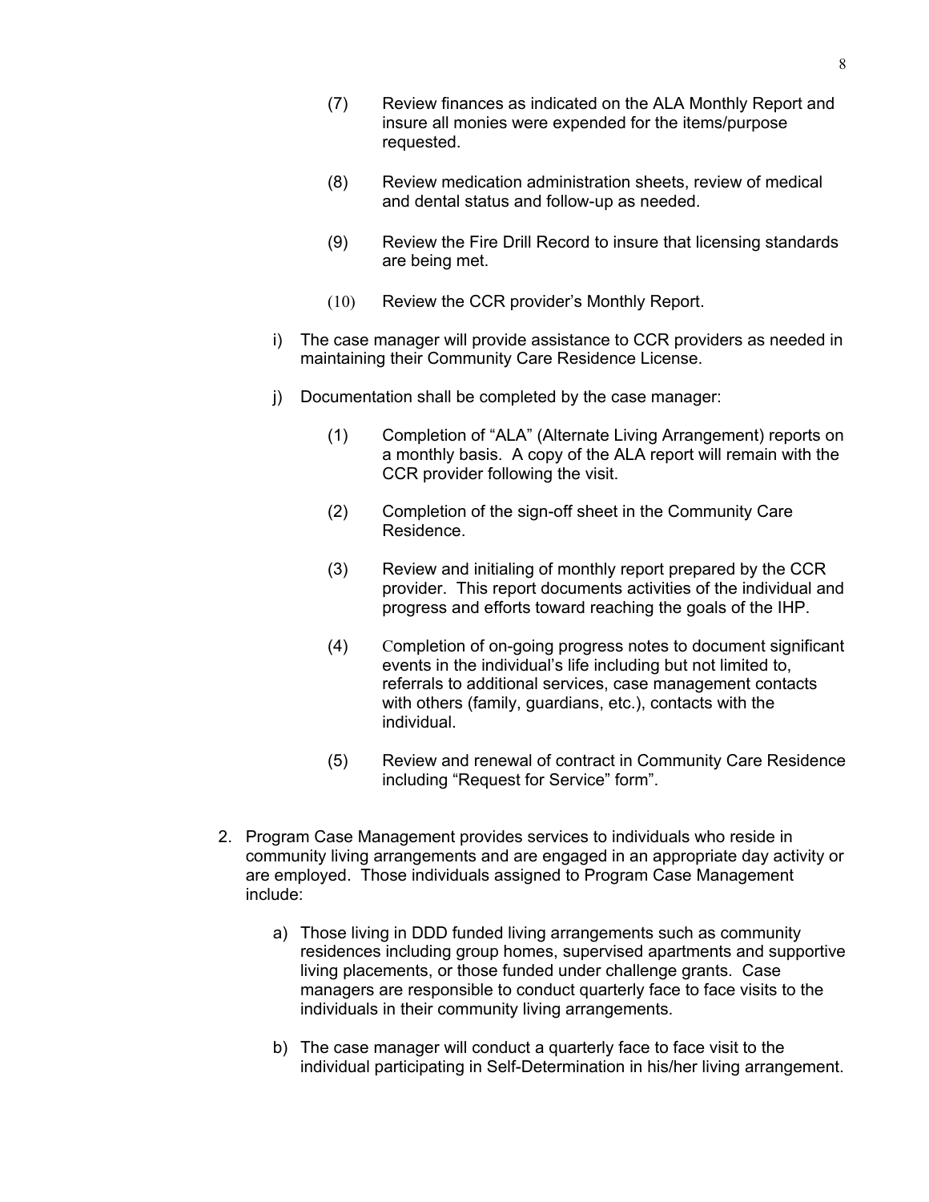(7) Review finances as indicated on the ALA Monthly Report and insure all monies were expended for the items/purpose requested.

(8) Review medication administration sheets, review of medical and dental status and follow-up as needed.

(9) Review the Fire Drill Record to insure that licensing standards are being met.

(10) Review the CCR provider's Monthly Report.

i) The case manager will provide assistance to CCR providers as needed in maintaining their Community Care Residence License.

j) Documentation shall be completed by the case manager:

(1) Completion of "ALA" (Alternate Living Arrangement) reports on a monthly basis. A copy of the ALA report will remain with the CCR provider following the visit.

(2) Completion of the sign-off sheet in the Community Care Residence.

(3) Review and initialing of monthly report prepared by the CCR provider. This report documents activities of the individual and progress and efforts toward reaching the goals of the IHP.

(4) Completion of on-going progress notes to document significant events in the individual's life including but not limited to, referrals to additional services, case management contacts with others (family, guardians, etc.), contacts with the individual.

(5) Review and renewal of contract in Community Care Residence including "Request for Service" form".

2. Program Case Management provides services to individuals who reside in community living arrangements and are engaged in an appropriate day activity or are employed. Those individuals assigned to Program Case Management include:

   a) Those living in DDD funded living arrangements such as community residences including group homes, supervised apartments and supportive living placements, or those funded under challenge grants. Case managers are responsible to conduct quarterly face to face visits to the individuals in their community living arrangements.

   b) The case manager will conduct a quarterly face to face visit to the individual participating in Self-Determination in his/her living arrangement.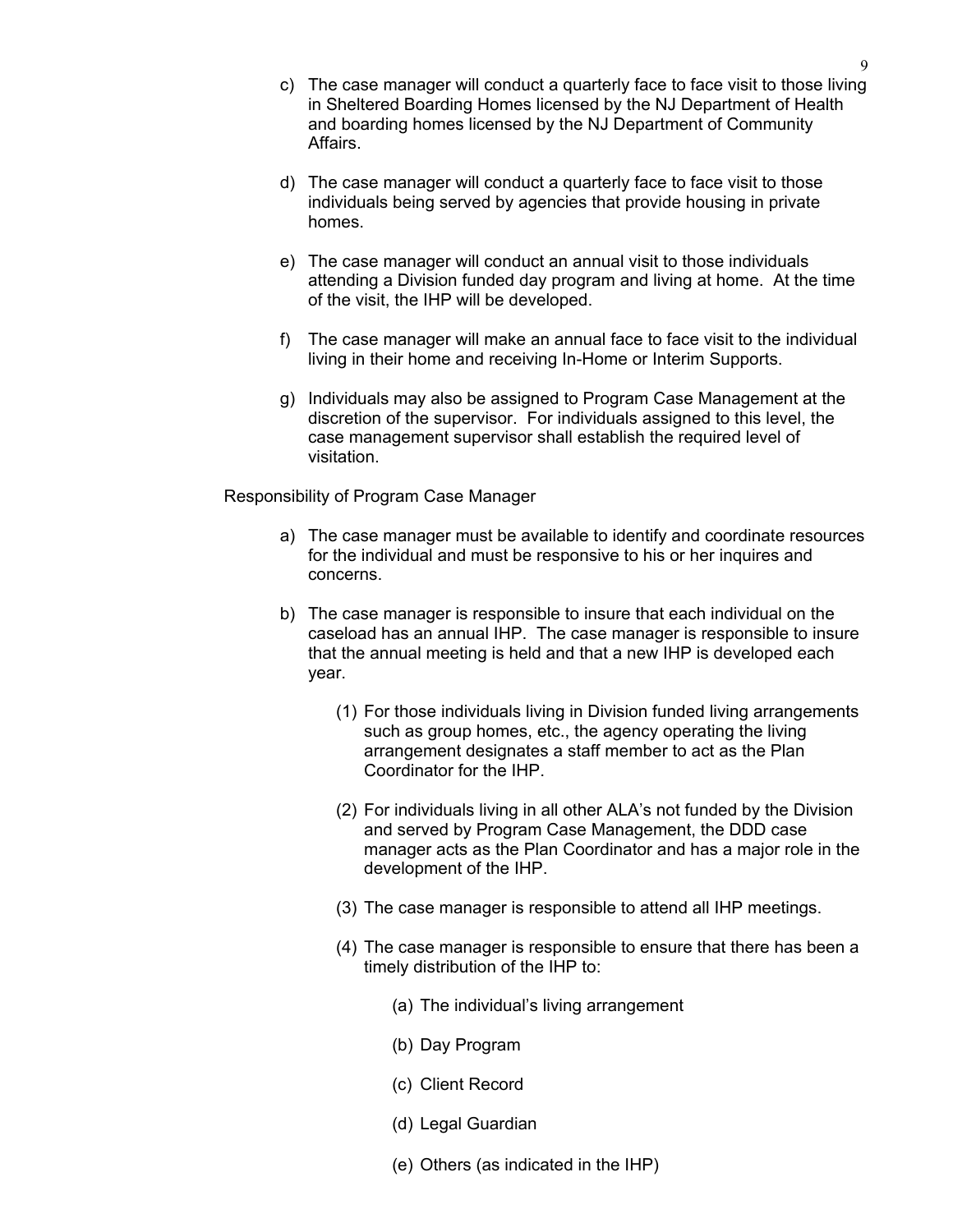c) The case manager will conduct a quarterly face to face visit to those living in Sheltered Boarding Homes licensed by the NJ Department of Health and boarding homes licensed by the NJ Department of Community Affairs.

d) The case manager will conduct a quarterly face to face visit to those individuals being served by agencies that provide housing in private homes.

e) The case manager will conduct an annual visit to those individuals attending a Division funded day program and living at home. At the time of the visit, the IHP will be developed.

f) The case manager will make an annual face to face visit to the individual living in their home and receiving In-Home or Interim Supports.

g) Individuals may also be assigned to Program Case Management at the discretion of the supervisor. For individuals assigned to this level, the case management supervisor shall establish the required level of visitation.

Responsibility of Program Case Manager

a) The case manager must be available to identify and coordinate resources for the individual and must be responsive to his or her inquires and concerns.

b) The case manager is responsible to insure that each individual on the caseload has an annual IHP. The case manager is responsible to insure that the annual meeting is held and that a new IHP is developed each year.

   (1) For those individuals living in Division funded living arrangements such as group homes, etc., the agency operating the living arrangement designates a staff member to act as the Plan Coordinator for the IHP.

   (2) For individuals living in all other ALA's not funded by the Division and served by Program Case Management, the DDD case manager acts as the Plan Coordinator and has a major role in the development of the IHP.

   (3) The case manager is responsible to attend all IHP meetings.

   (4) The case manager is responsible to ensure that there has been a timely distribution of the IHP to:

      (a) The individual's living arrangement

      (b) Day Program

      (c) Client Record

      (d) Legal Guardian

      (e) Others (as indicated in the IHP)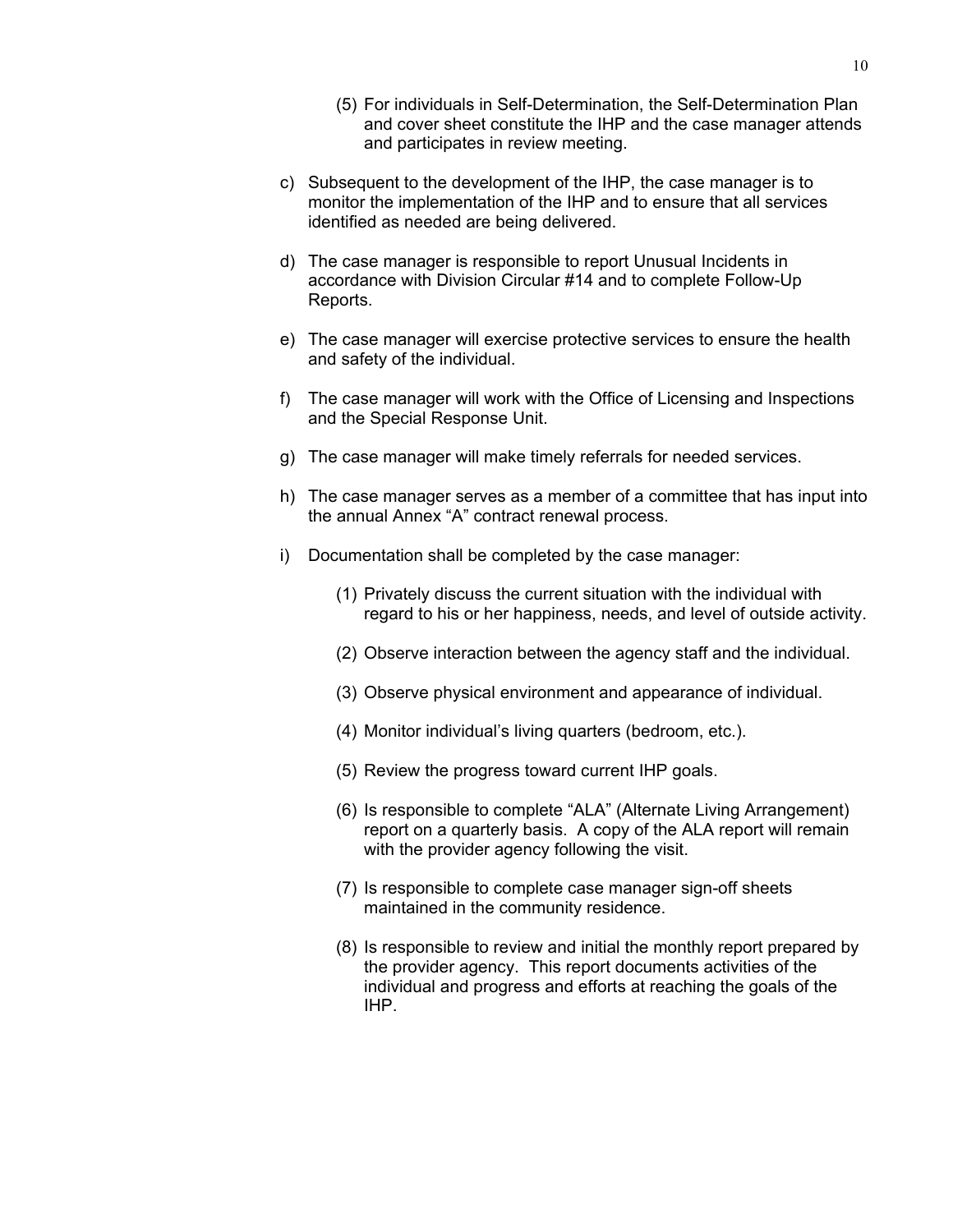(5) For individuals in Self-Determination, the Self-Determination Plan and cover sheet constitute the IHP and the case manager attends and participates in review meeting.

c) Subsequent to the development of the IHP, the case manager is to monitor the implementation of the IHP and to ensure that all services identified as needed are being delivered.

d) The case manager is responsible to report Unusual Incidents in accordance with Division Circular #14 and to complete Follow-Up Reports.

e) The case manager will exercise protective services to ensure the health and safety of the individual.

f) The case manager will work with the Office of Licensing and Inspections and the Special Response Unit.

g) The case manager will make timely referrals for needed services.

h) The case manager serves as a member of a committee that has input into the annual Annex "A" contract renewal process.

i) Documentation shall be completed by the case manager:

(1) Privately discuss the current situation with the individual with regard to his or her happiness, needs, and level of outside activity.

(2) Observe interaction between the agency staff and the individual.

(3) Observe physical environment and appearance of individual.

(4) Monitor individual's living quarters (bedroom, etc.).

(5) Review the progress toward current IHP goals.

(6) Is responsible to complete "ALA" (Alternate Living Arrangement) report on a quarterly basis. A copy of the ALA report will remain with the provider agency following the visit.

(7) Is responsible to complete case manager sign-off sheets maintained in the community residence.

(8) Is responsible to review and initial the monthly report prepared by the provider agency. This report documents activities of the individual and progress and efforts at reaching the goals of the IHP.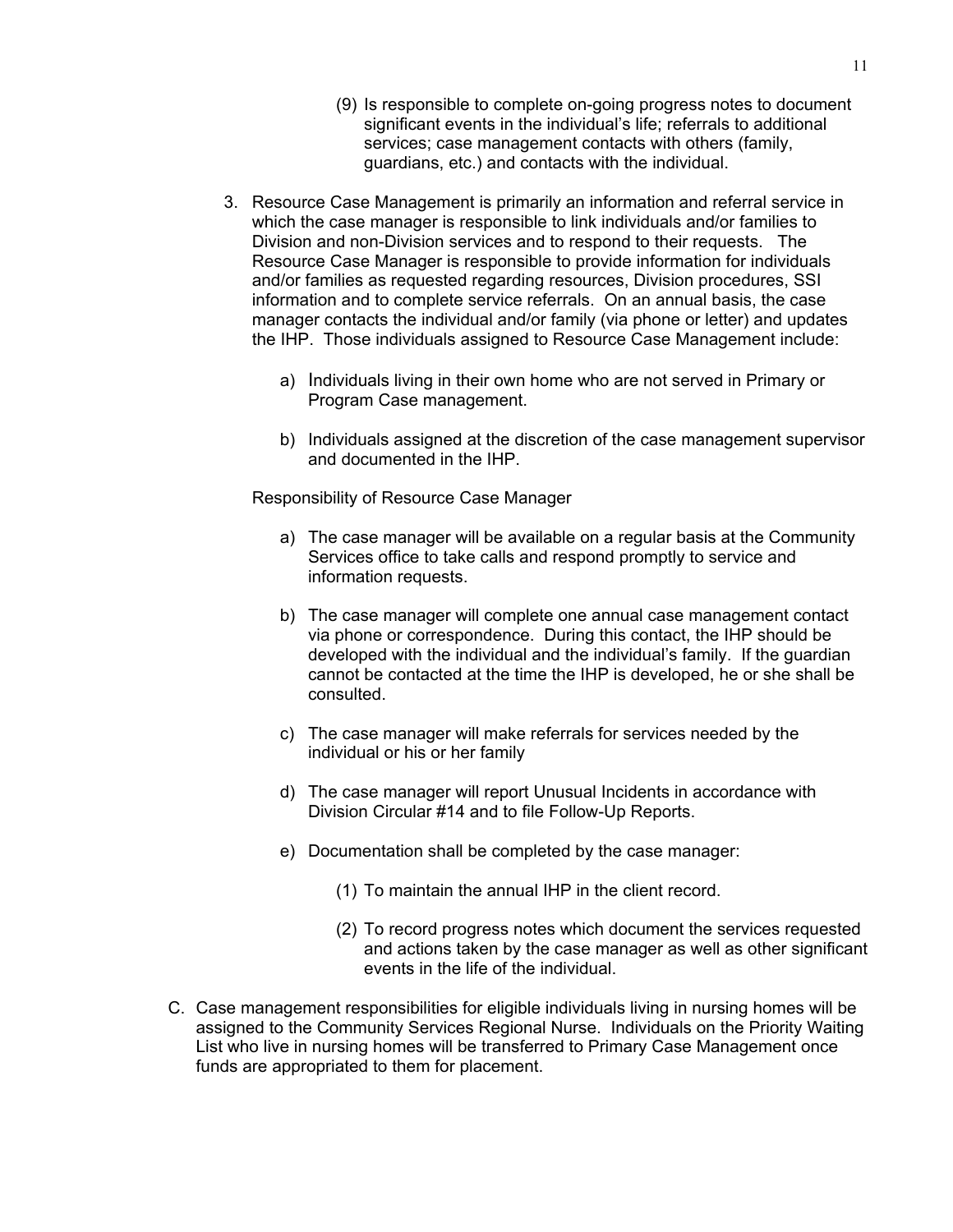(9) Is responsible to complete on-going progress notes to document significant events in the individual's life; referrals to additional services; case management contacts with others (family, guardians, etc.) and contacts with the individual.

3. Resource Case Management is primarily an information and referral service in which the case manager is responsible to link individuals and/or families to Division and non-Division services and to respond to their requests. The Resource Case Manager is responsible to provide information for individuals and/or families as requested regarding resources, Division procedures, SSI information and to complete service referrals. On an annual basis, the case manager contacts the individual and/or family (via phone or letter) and updates the IHP. Those individuals assigned to Resource Case Management include:

   a) Individuals living in their own home who are not served in Primary or Program Case management.

   b) Individuals assigned at the discretion of the case management supervisor and documented in the IHP.

   Responsibility of Resource Case Manager

   a) The case manager will be available on a regular basis at the Community Services office to take calls and respond promptly to service and information requests.

   b) The case manager will complete one annual case management contact via phone or correspondence. During this contact, the IHP should be developed with the individual and the individual's family. If the guardian cannot be contacted at the time the IHP is developed, he or she shall be consulted.

   c) The case manager will make referrals for services needed by the individual or his or her family

   d) The case manager will report Unusual Incidents in accordance with Division Circular #14 and to file Follow-Up Reports.

   e) Documentation shall be completed by the case manager:

      (1) To maintain the annual IHP in the client record.

      (2) To record progress notes which document the services requested and actions taken by the case manager as well as other significant events in the life of the individual.

C. Case management responsibilities for eligible individuals living in nursing homes will be assigned to the Community Services Regional Nurse. Individuals on the Priority Waiting List who live in nursing homes will be transferred to Primary Case Management once funds are appropriated to them for placement.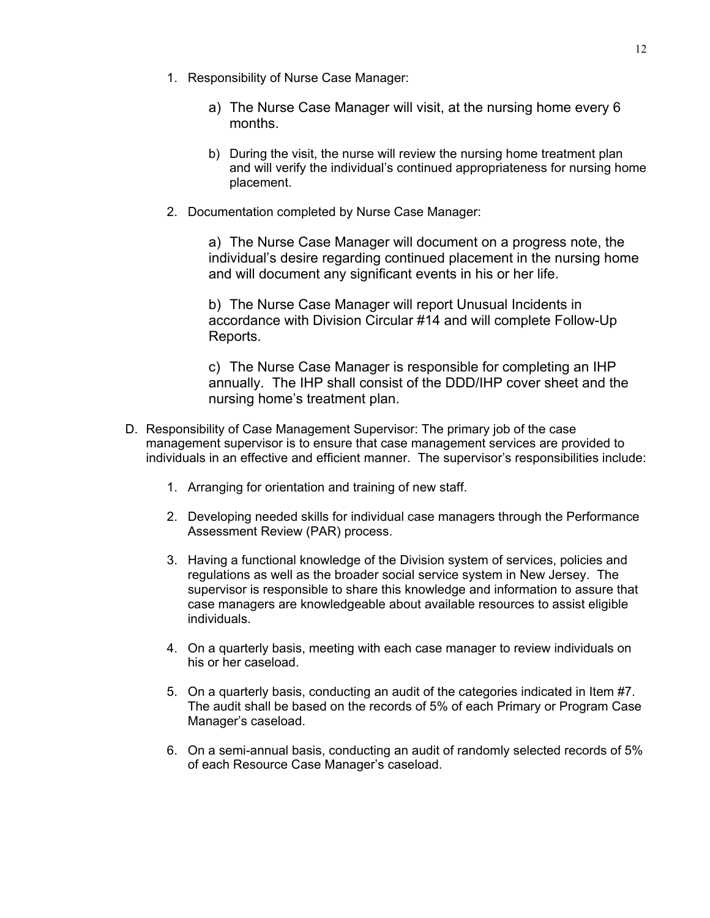1. Responsibility of Nurse Case Manager:

   a) The Nurse Case Manager will visit, at the nursing home every 6 months.

   b) During the visit, the nurse will review the nursing home treatment plan and will verify the individual's continued appropriateness for nursing home placement.

2. Documentation completed by Nurse Case Manager:

   a) The Nurse Case Manager will document on a progress note, the individual's desire regarding continued placement in the nursing home and will document any significant events in his or her life.

   b) The Nurse Case Manager will report Unusual Incidents in accordance with Division Circular #14 and will complete Follow-Up Reports.

   c) The Nurse Case Manager is responsible for completing an IHP annually. The IHP shall consist of the DDD/IHP cover sheet and the nursing home's treatment plan.

D. Responsibility of Case Management Supervisor: The primary job of the case management supervisor is to ensure that case management services are provided to individuals in an effective and efficient manner. The supervisor's responsibilities include:

   1. Arranging for orientation and training of new staff.

   2. Developing needed skills for individual case managers through the Performance Assessment Review (PAR) process.

   3. Having a functional knowledge of the Division system of services, policies and regulations as well as the broader social service system in New Jersey. The supervisor is responsible to share this knowledge and information to assure that case managers are knowledgeable about available resources to assist eligible individuals.

   4. On a quarterly basis, meeting with each case manager to review individuals on his or her caseload.

   5. On a quarterly basis, conducting an audit of the categories indicated in Item #7. The audit shall be based on the records of 5% of each Primary or Program Case Manager's caseload.

   6. On a semi-annual basis, conducting an audit of randomly selected records of 5% of each Resource Case Manager's caseload.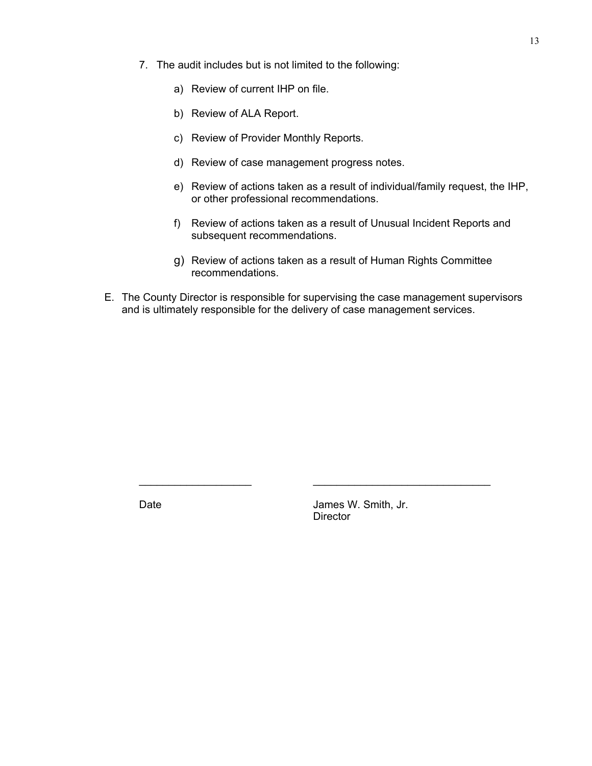7. The audit includes but is not limited to the following:

    a) Review of current IHP on file.

    b) Review of ALA Report.

    c) Review of Provider Monthly Reports.

    d) Review of case management progress notes.

    e) Review of actions taken as a result of individual/family request, the IHP, or other professional recommendations.

    f) Review of actions taken as a result of Unusual Incident Reports and subsequent recommendations.

    g) Review of actions taken as a result of Human Rights Committee recommendations.

E. The County Director is responsible for supervising the case management supervisors and is ultimately responsible for the delivery of case management services.

\_\_\_\_\_\_\_\_\_\_\_\_\_\_\_\_\_\_\_\_ \_\_\_\_\_\_\_\_\_\_\_\_\_\_\_\_\_\_\_\_\_\_\_\_\_\_\_\_\_\_\_\_

Date

James W. Smith, Jr.
Director